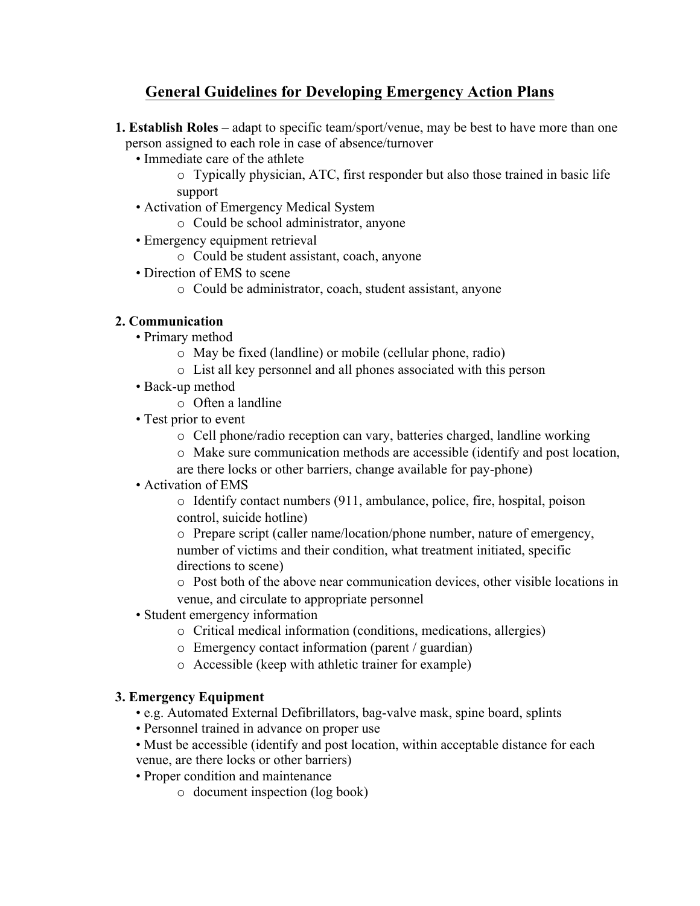# General Guidelines for Developing Emergency Action Plans

**1. Establish Roles** – adapt to specific team/sport/venue, may be best to have more than one person assigned to each role in case of absence/turnover

- Immediate care of the athlete
  - Typically physician, ATC, first responder but also those trained in basic life support
- Activation of Emergency Medical System
  - Could be school administrator, anyone
- Emergency equipment retrieval
  - Could be student assistant, coach, anyone
- Direction of EMS to scene
  - Could be administrator, coach, student assistant, anyone

**2. Communication**

- Primary method
  - May be fixed (landline) or mobile (cellular phone, radio)
  - List all key personnel and all phones associated with this person
- Back-up method
  - Often a landline
- Test prior to event
  - Cell phone/radio reception can vary, batteries charged, landline working
  - Make sure communication methods are accessible (identify and post location, are there locks or other barriers, change available for pay-phone)
- Activation of EMS
  - Identify contact numbers (911, ambulance, police, fire, hospital, poison control, suicide hotline)
  - Prepare script (caller name/location/phone number, nature of emergency, number of victims and their condition, what treatment initiated, specific directions to scene)
  - Post both of the above near communication devices, other visible locations in venue, and circulate to appropriate personnel
- Student emergency information
  - Critical medical information (conditions, medications, allergies)
  - Emergency contact information (parent / guardian)
  - Accessible (keep with athletic trainer for example)

**3. Emergency Equipment**

- e.g. Automated External Defibrillators, bag-valve mask, spine board, splints
- Personnel trained in advance on proper use
- Must be accessible (identify and post location, within acceptable distance for each venue, are there locks or other barriers)
- Proper condition and maintenance
  - document inspection (log book)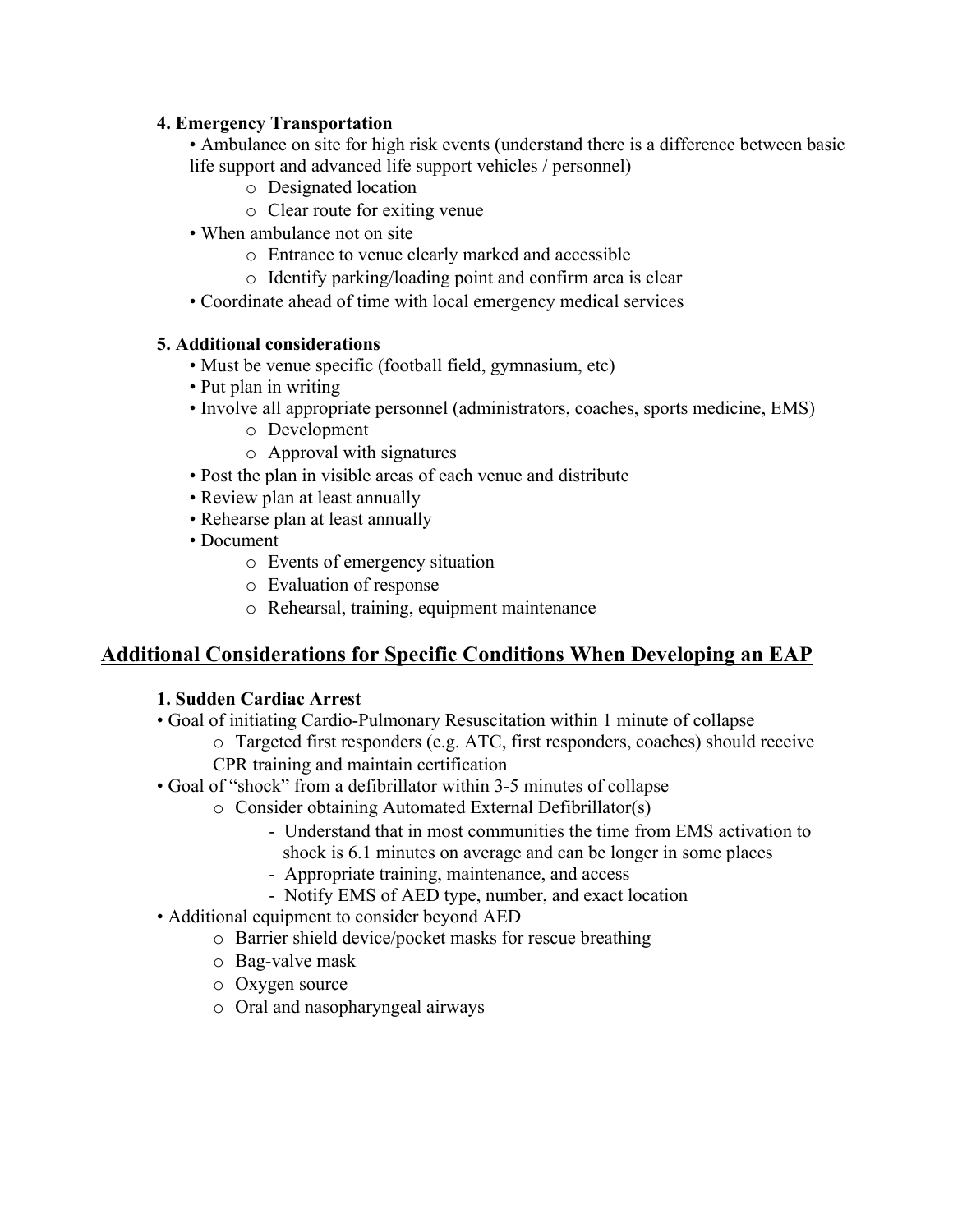**4. Emergency Transportation**

- Ambulance on site for high risk events (understand there is a difference between basic life support and advanced life support vehicles / personnel)
  - Designated location
  - Clear route for exiting venue
- When ambulance not on site
  - Entrance to venue clearly marked and accessible
  - Identify parking/loading point and confirm area is clear
- Coordinate ahead of time with local emergency medical services

**5. Additional considerations**

- Must be venue specific (football field, gymnasium, etc)
- Put plan in writing
- Involve all appropriate personnel (administrators, coaches, sports medicine, EMS)
  - Development
  - Approval with signatures
- Post the plan in visible areas of each venue and distribute
- Review plan at least annually
- Rehearse plan at least annually
- Document
  - Events of emergency situation
  - Evaluation of response
  - Rehearsal, training, equipment maintenance

## Additional Considerations for Specific Conditions When Developing an EAP

**1. Sudden Cardiac Arrest**

- Goal of initiating Cardio-Pulmonary Resuscitation within 1 minute of collapse
  - Targeted first responders (e.g. ATC, first responders, coaches) should receive CPR training and maintain certification
- Goal of "shock" from a defibrillator within 3-5 minutes of collapse
  - Consider obtaining Automated External Defibrillator(s)
    - Understand that in most communities the time from EMS activation to shock is 6.1 minutes on average and can be longer in some places
    - Appropriate training, maintenance, and access
    - Notify EMS of AED type, number, and exact location
- Additional equipment to consider beyond AED
  - Barrier shield device/pocket masks for rescue breathing
  - Bag-valve mask
  - Oxygen source
  - Oral and nasopharyngeal airways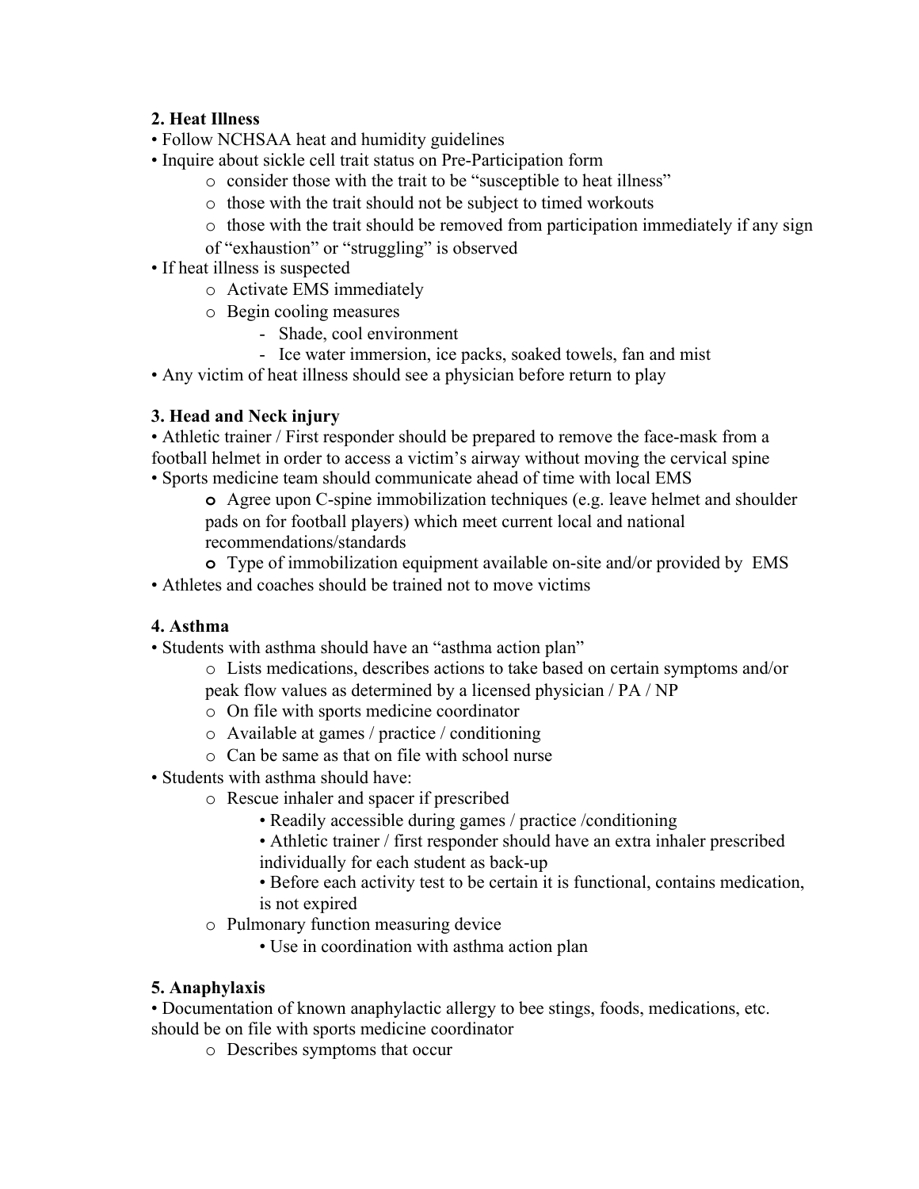**2. Heat Illness**

- Follow NCHSAA heat and humidity guidelines
- Inquire about sickle cell trait status on Pre-Participation form
    - consider those with the trait to be "susceptible to heat illness"
    - those with the trait should not be subject to timed workouts
    - those with the trait should be removed from participation immediately if any sign of "exhaustion" or "struggling" is observed
- If heat illness is suspected
    - Activate EMS immediately
    - Begin cooling measures
        - Shade, cool environment
        - Ice water immersion, ice packs, soaked towels, fan and mist
- Any victim of heat illness should see a physician before return to play

**3. Head and Neck injury**

- Athletic trainer / First responder should be prepared to remove the face-mask from a football helmet in order to access a victim's airway without moving the cervical spine
- Sports medicine team should communicate ahead of time with local EMS
    - Agree upon C-spine immobilization techniques (e.g. leave helmet and shoulder pads on for football players) which meet current local and national recommendations/standards
    - Type of immobilization equipment available on-site and/or provided by EMS
- Athletes and coaches should be trained not to move victims

**4. Asthma**

- Students with asthma should have an "asthma action plan"
    - Lists medications, describes actions to take based on certain symptoms and/or peak flow values as determined by a licensed physician / PA / NP
    - On file with sports medicine coordinator
    - Available at games / practice / conditioning
    - Can be same as that on file with school nurse
- Students with asthma should have:
    - Rescue inhaler and spacer if prescribed
        - Readily accessible during games / practice /conditioning
        - Athletic trainer / first responder should have an extra inhaler prescribed individually for each student as back-up
        - Before each activity test to be certain it is functional, contains medication, is not expired
    - Pulmonary function measuring device
        - Use in coordination with asthma action plan

**5. Anaphylaxis**

- Documentation of known anaphylactic allergy to bee stings, foods, medications, etc. should be on file with sports medicine coordinator
    - Describes symptoms that occur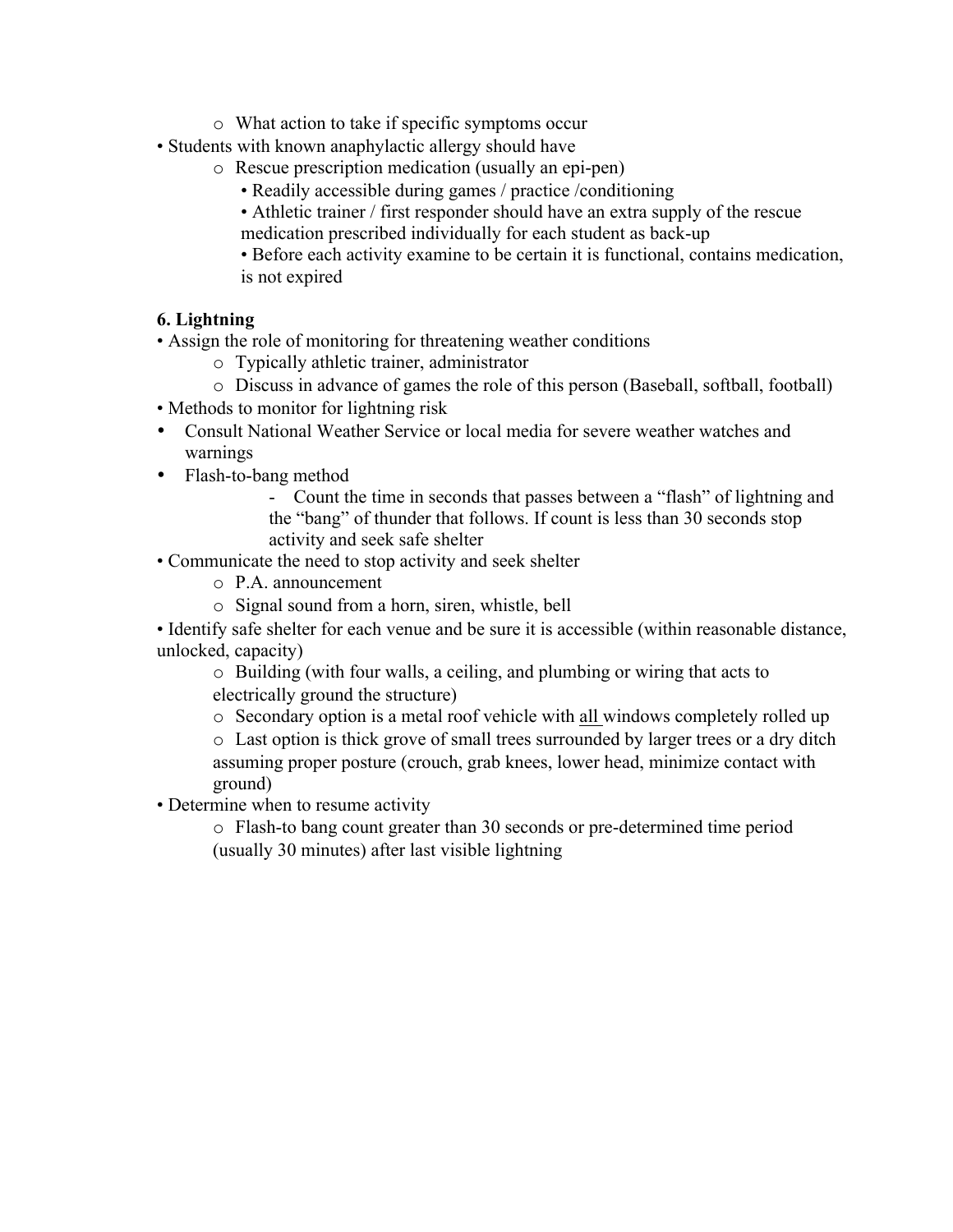- What action to take if specific symptoms occur
- Students with known anaphylactic allergy should have
    - Rescue prescription medication (usually an epi-pen)
        - Readily accessible during games / practice /conditioning
        - Athletic trainer / first responder should have an extra supply of the rescue medication prescribed individually for each student as back-up
        - Before each activity examine to be certain it is functional, contains medication, is not expired

**6. Lightning**

- Assign the role of monitoring for threatening weather conditions
    - Typically athletic trainer, administrator
    - Discuss in advance of games the role of this person (Baseball, softball, football)
- Methods to monitor for lightning risk
- Consult National Weather Service or local media for severe weather watches and warnings
- Flash-to-bang method
    - Count the time in seconds that passes between a "flash" of lightning and the "bang" of thunder that follows. If count is less than 30 seconds stop activity and seek safe shelter
- Communicate the need to stop activity and seek shelter
    - P.A. announcement
    - Signal sound from a horn, siren, whistle, bell
- Identify safe shelter for each venue and be sure it is accessible (within reasonable distance, unlocked, capacity)
    - Building (with four walls, a ceiling, and plumbing or wiring that acts to electrically ground the structure)
    - Secondary option is a metal roof vehicle with <u>all</u> windows completely rolled up
    - Last option is thick grove of small trees surrounded by larger trees or a dry ditch assuming proper posture (crouch, grab knees, lower head, minimize contact with ground)
- Determine when to resume activity
    - Flash-to bang count greater than 30 seconds or pre-determined time period (usually 30 minutes) after last visible lightning